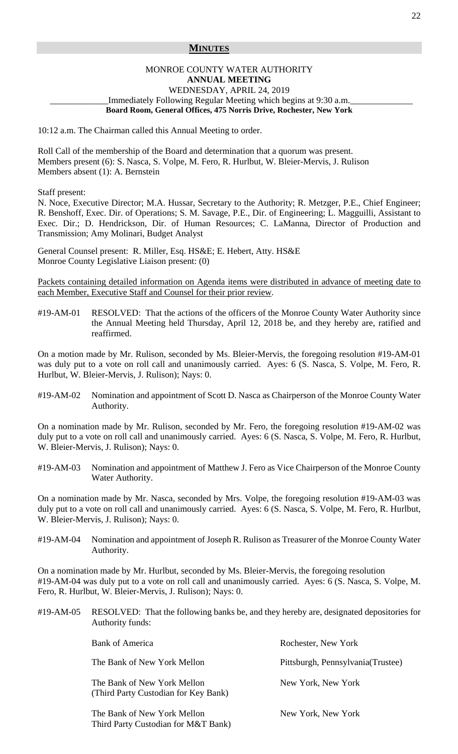## MINUTES

MONROE COUNTY WATER AUTHORITY
**ANNUAL MEETING**
WEDNESDAY, APRIL 24, 2019
Immediately Following Regular Meeting which begins at 9:30 a.m.
**Board Room, General Offices, 475 Norris Drive, Rochester, New York**

10:12 a.m. The Chairman called this Annual Meeting to order.

Roll Call of the membership of the Board and determination that a quorum was present.
Members present (6): S. Nasca, S. Volpe, M. Fero, R. Hurlbut, W. Bleier-Mervis, J. Rulison
Members absent (1): A. Bernstein

Staff present:
N. Noce, Executive Director; M.A. Hussar, Secretary to the Authority; R. Metzger, P.E., Chief Engineer; R. Benshoff, Exec. Dir. of Operations; S. M. Savage, P.E., Dir. of Engineering; L. Magguilli, Assistant to Exec. Dir.; D. Hendrickson, Dir. of Human Resources; C. LaManna, Director of Production and Transmission; Amy Molinari, Budget Analyst

General Counsel present: R. Miller, Esq. HS&E; E. Hebert, Atty. HS&E
Monroe County Legislative Liaison present: (0)

Packets containing detailed information on Agenda items were distributed in advance of meeting date to each Member, Executive Staff and Counsel for their prior review.

#19-AM-01 RESOLVED: That the actions of the officers of the Monroe County Water Authority since the Annual Meeting held Thursday, April 12, 2018 be, and they hereby are, ratified and reaffirmed.

On a motion made by Mr. Rulison, seconded by Ms. Bleier-Mervis, the foregoing resolution #19-AM-01 was duly put to a vote on roll call and unanimously carried. Ayes: 6 (S. Nasca, S. Volpe, M. Fero, R. Hurlbut, W. Bleier-Mervis, J. Rulison); Nays: 0.

#19-AM-02 Nomination and appointment of Scott D. Nasca as Chairperson of the Monroe County Water Authority.

On a nomination made by Mr. Rulison, seconded by Mr. Fero, the foregoing resolution #19-AM-02 was duly put to a vote on roll call and unanimously carried. Ayes: 6 (S. Nasca, S. Volpe, M. Fero, R. Hurlbut, W. Bleier-Mervis, J. Rulison); Nays: 0.

#19-AM-03 Nomination and appointment of Matthew J. Fero as Vice Chairperson of the Monroe County Water Authority.

On a nomination made by Mr. Nasca, seconded by Mrs. Volpe, the foregoing resolution #19-AM-03 was duly put to a vote on roll call and unanimously carried. Ayes: 6 (S. Nasca, S. Volpe, M. Fero, R. Hurlbut, W. Bleier-Mervis, J. Rulison); Nays: 0.

#19-AM-04 Nomination and appointment of Joseph R. Rulison as Treasurer of the Monroe County Water Authority.

On a nomination made by Mr. Hurlbut, seconded by Ms. Bleier-Mervis, the foregoing resolution #19-AM-04 was duly put to a vote on roll call and unanimously carried. Ayes: 6 (S. Nasca, S. Volpe, M. Fero, R. Hurlbut, W. Bleier-Mervis, J. Rulison); Nays: 0.

#19-AM-05 RESOLVED: That the following banks be, and they hereby are, designated depositories for Authority funds:

| | |
|---|---|
| Bank of America | Rochester, New York |
| The Bank of New York Mellon | Pittsburgh, Pennsylvania(Trustee) |
| The Bank of New York Mellon (Third Party Custodian for Key Bank) | New York, New York |
| The Bank of New York Mellon Third Party Custodian for M&T Bank) | New York, New York |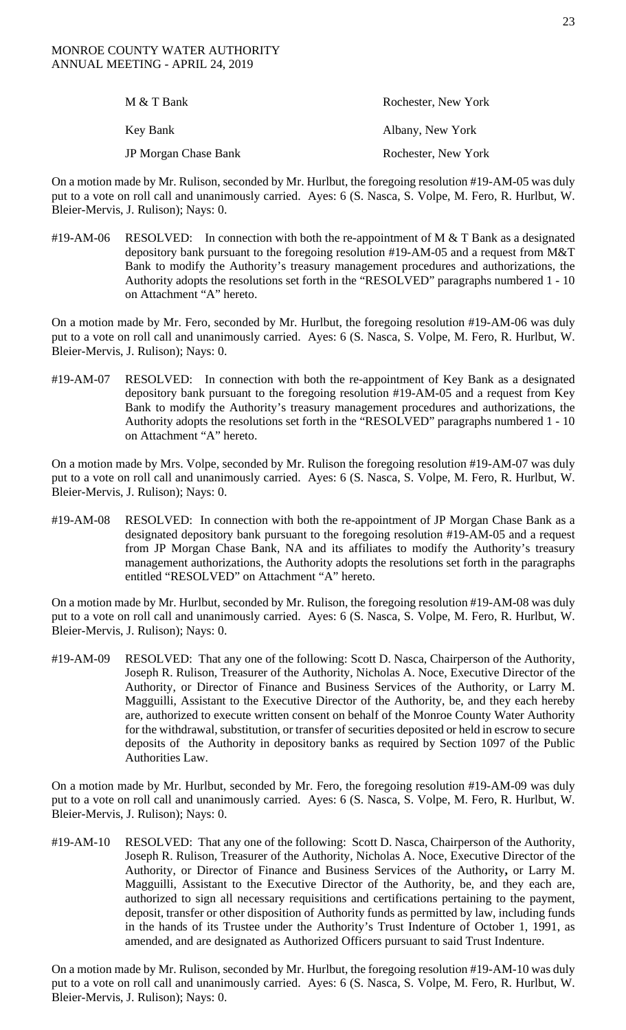| | |
|---|---|
| M & T Bank | Rochester, New York |
| Key Bank | Albany, New York |
| JP Morgan Chase Bank | Rochester, New York |

On a motion made by Mr. Rulison, seconded by Mr. Hurlbut, the foregoing resolution #19-AM-05 was duly put to a vote on roll call and unanimously carried. Ayes: 6 (S. Nasca, S. Volpe, M. Fero, R. Hurlbut, W. Bleier-Mervis, J. Rulison); Nays: 0.

#19-AM-06 RESOLVED: In connection with both the re-appointment of M & T Bank as a designated depository bank pursuant to the foregoing resolution #19-AM-05 and a request from M&T Bank to modify the Authority's treasury management procedures and authorizations, the Authority adopts the resolutions set forth in the "RESOLVED" paragraphs numbered 1 - 10 on Attachment "A" hereto.

On a motion made by Mr. Fero, seconded by Mr. Hurlbut, the foregoing resolution #19-AM-06 was duly put to a vote on roll call and unanimously carried. Ayes: 6 (S. Nasca, S. Volpe, M. Fero, R. Hurlbut, W. Bleier-Mervis, J. Rulison); Nays: 0.

#19-AM-07 RESOLVED: In connection with both the re-appointment of Key Bank as a designated depository bank pursuant to the foregoing resolution #19-AM-05 and a request from Key Bank to modify the Authority's treasury management procedures and authorizations, the Authority adopts the resolutions set forth in the "RESOLVED" paragraphs numbered 1 - 10 on Attachment "A" hereto.

On a motion made by Mrs. Volpe, seconded by Mr. Rulison the foregoing resolution #19-AM-07 was duly put to a vote on roll call and unanimously carried. Ayes: 6 (S. Nasca, S. Volpe, M. Fero, R. Hurlbut, W. Bleier-Mervis, J. Rulison); Nays: 0.

#19-AM-08 RESOLVED: In connection with both the re-appointment of JP Morgan Chase Bank as a designated depository bank pursuant to the foregoing resolution #19-AM-05 and a request from JP Morgan Chase Bank, NA and its affiliates to modify the Authority's treasury management authorizations, the Authority adopts the resolutions set forth in the paragraphs entitled "RESOLVED" on Attachment "A" hereto.

On a motion made by Mr. Hurlbut, seconded by Mr. Rulison, the foregoing resolution #19-AM-08 was duly put to a vote on roll call and unanimously carried. Ayes: 6 (S. Nasca, S. Volpe, M. Fero, R. Hurlbut, W. Bleier-Mervis, J. Rulison); Nays: 0.

#19-AM-09 RESOLVED: That any one of the following: Scott D. Nasca, Chairperson of the Authority, Joseph R. Rulison, Treasurer of the Authority, Nicholas A. Noce, Executive Director of the Authority, or Director of Finance and Business Services of the Authority, or Larry M. Magguilli, Assistant to the Executive Director of the Authority, be, and they each hereby are, authorized to execute written consent on behalf of the Monroe County Water Authority for the withdrawal, substitution, or transfer of securities deposited or held in escrow to secure deposits of the Authority in depository banks as required by Section 1097 of the Public Authorities Law.

On a motion made by Mr. Hurlbut, seconded by Mr. Fero, the foregoing resolution #19-AM-09 was duly put to a vote on roll call and unanimously carried. Ayes: 6 (S. Nasca, S. Volpe, M. Fero, R. Hurlbut, W. Bleier-Mervis, J. Rulison); Nays: 0.

#19-AM-10 RESOLVED: That any one of the following: Scott D. Nasca, Chairperson of the Authority, Joseph R. Rulison, Treasurer of the Authority, Nicholas A. Noce, Executive Director of the Authority, or Director of Finance and Business Services of the Authority**,** or Larry M. Magguilli, Assistant to the Executive Director of the Authority, be, and they each are, authorized to sign all necessary requisitions and certifications pertaining to the payment, deposit, transfer or other disposition of Authority funds as permitted by law, including funds in the hands of its Trustee under the Authority's Trust Indenture of October 1, 1991, as amended, and are designated as Authorized Officers pursuant to said Trust Indenture.

On a motion made by Mr. Rulison, seconded by Mr. Hurlbut, the foregoing resolution #19-AM-10 was duly put to a vote on roll call and unanimously carried. Ayes: 6 (S. Nasca, S. Volpe, M. Fero, R. Hurlbut, W. Bleier-Mervis, J. Rulison); Nays: 0.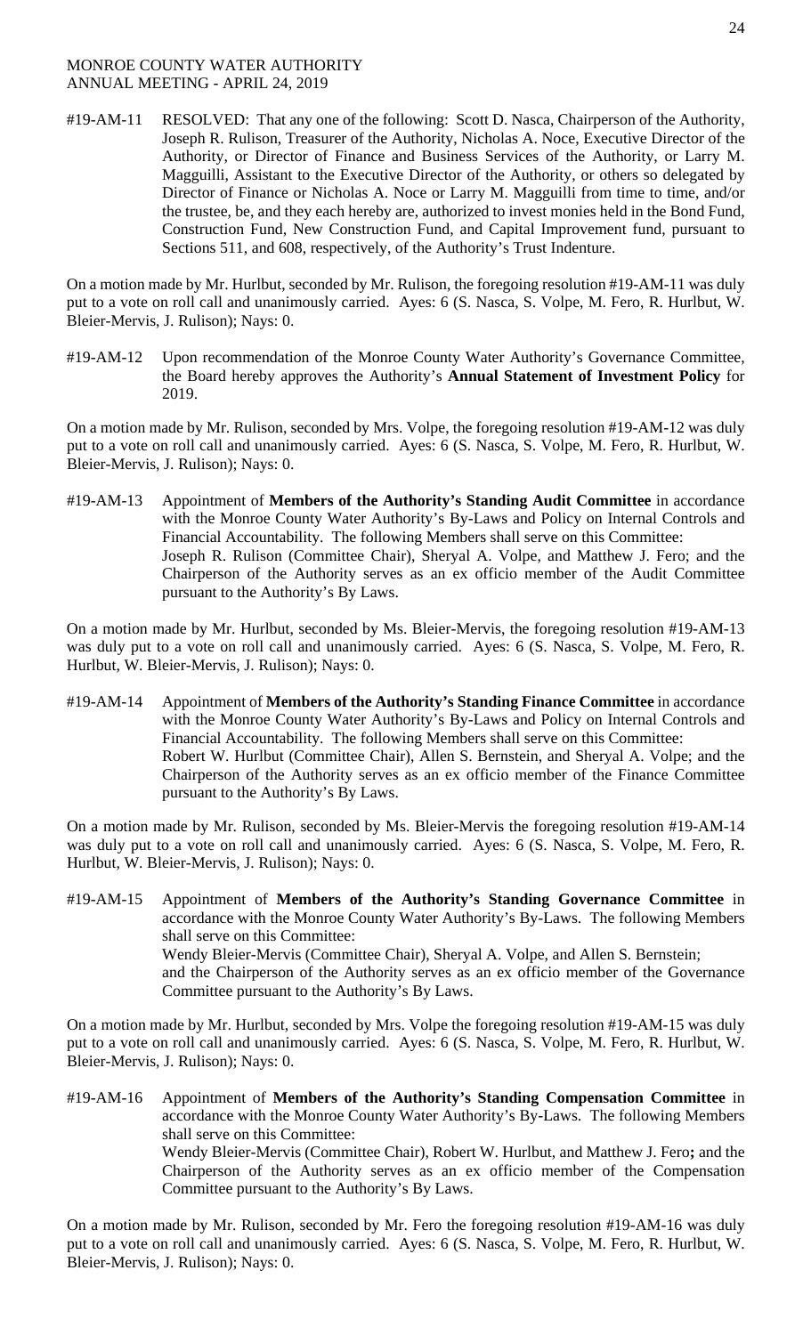#19-AM-11 RESOLVED: That any one of the following: Scott D. Nasca, Chairperson of the Authority, Joseph R. Rulison, Treasurer of the Authority, Nicholas A. Noce, Executive Director of the Authority, or Director of Finance and Business Services of the Authority, or Larry M. Magguilli, Assistant to the Executive Director of the Authority, or others so delegated by Director of Finance or Nicholas A. Noce or Larry M. Magguilli from time to time, and/or the trustee, be, and they each hereby are, authorized to invest monies held in the Bond Fund, Construction Fund, New Construction Fund, and Capital Improvement fund, pursuant to Sections 511, and 608, respectively, of the Authority's Trust Indenture.

On a motion made by Mr. Hurlbut, seconded by Mr. Rulison, the foregoing resolution #19-AM-11 was duly put to a vote on roll call and unanimously carried. Ayes: 6 (S. Nasca, S. Volpe, M. Fero, R. Hurlbut, W. Bleier-Mervis, J. Rulison); Nays: 0.

#19-AM-12 Upon recommendation of the Monroe County Water Authority's Governance Committee, the Board hereby approves the Authority's **Annual Statement of Investment Policy** for 2019.

On a motion made by Mr. Rulison, seconded by Mrs. Volpe, the foregoing resolution #19-AM-12 was duly put to a vote on roll call and unanimously carried. Ayes: 6 (S. Nasca, S. Volpe, M. Fero, R. Hurlbut, W. Bleier-Mervis, J. Rulison); Nays: 0.

#19-AM-13 Appointment of **Members of the Authority's Standing Audit Committee** in accordance with the Monroe County Water Authority's By-Laws and Policy on Internal Controls and Financial Accountability. The following Members shall serve on this Committee:
Joseph R. Rulison (Committee Chair), Sheryal A. Volpe, and Matthew J. Fero; and the Chairperson of the Authority serves as an ex officio member of the Audit Committee pursuant to the Authority's By Laws.

On a motion made by Mr. Hurlbut, seconded by Ms. Bleier-Mervis, the foregoing resolution #19-AM-13 was duly put to a vote on roll call and unanimously carried. Ayes: 6 (S. Nasca, S. Volpe, M. Fero, R. Hurlbut, W. Bleier-Mervis, J. Rulison); Nays: 0.

#19-AM-14 Appointment of **Members of the Authority's Standing Finance Committee** in accordance with the Monroe County Water Authority's By-Laws and Policy on Internal Controls and Financial Accountability. The following Members shall serve on this Committee:
Robert W. Hurlbut (Committee Chair), Allen S. Bernstein, and Sheryal A. Volpe; and the Chairperson of the Authority serves as an ex officio member of the Finance Committee pursuant to the Authority's By Laws.

On a motion made by Mr. Rulison, seconded by Ms. Bleier-Mervis the foregoing resolution #19-AM-14 was duly put to a vote on roll call and unanimously carried. Ayes: 6 (S. Nasca, S. Volpe, M. Fero, R. Hurlbut, W. Bleier-Mervis, J. Rulison); Nays: 0.

#19-AM-15 Appointment of **Members of the Authority's Standing Governance Committee** in accordance with the Monroe County Water Authority's By-Laws. The following Members shall serve on this Committee:
Wendy Bleier-Mervis (Committee Chair), Sheryal A. Volpe, and Allen S. Bernstein;
and the Chairperson of the Authority serves as an ex officio member of the Governance Committee pursuant to the Authority's By Laws.

On a motion made by Mr. Hurlbut, seconded by Mrs. Volpe the foregoing resolution #19-AM-15 was duly put to a vote on roll call and unanimously carried. Ayes: 6 (S. Nasca, S. Volpe, M. Fero, R. Hurlbut, W. Bleier-Mervis, J. Rulison); Nays: 0.

#19-AM-16 Appointment of **Members of the Authority's Standing Compensation Committee** in accordance with the Monroe County Water Authority's By-Laws. The following Members shall serve on this Committee:
Wendy Bleier-Mervis (Committee Chair), Robert W. Hurlbut, and Matthew J. Fero**;** and the Chairperson of the Authority serves as an ex officio member of the Compensation Committee pursuant to the Authority's By Laws.

On a motion made by Mr. Rulison, seconded by Mr. Fero the foregoing resolution #19-AM-16 was duly put to a vote on roll call and unanimously carried. Ayes: 6 (S. Nasca, S. Volpe, M. Fero, R. Hurlbut, W. Bleier-Mervis, J. Rulison); Nays: 0.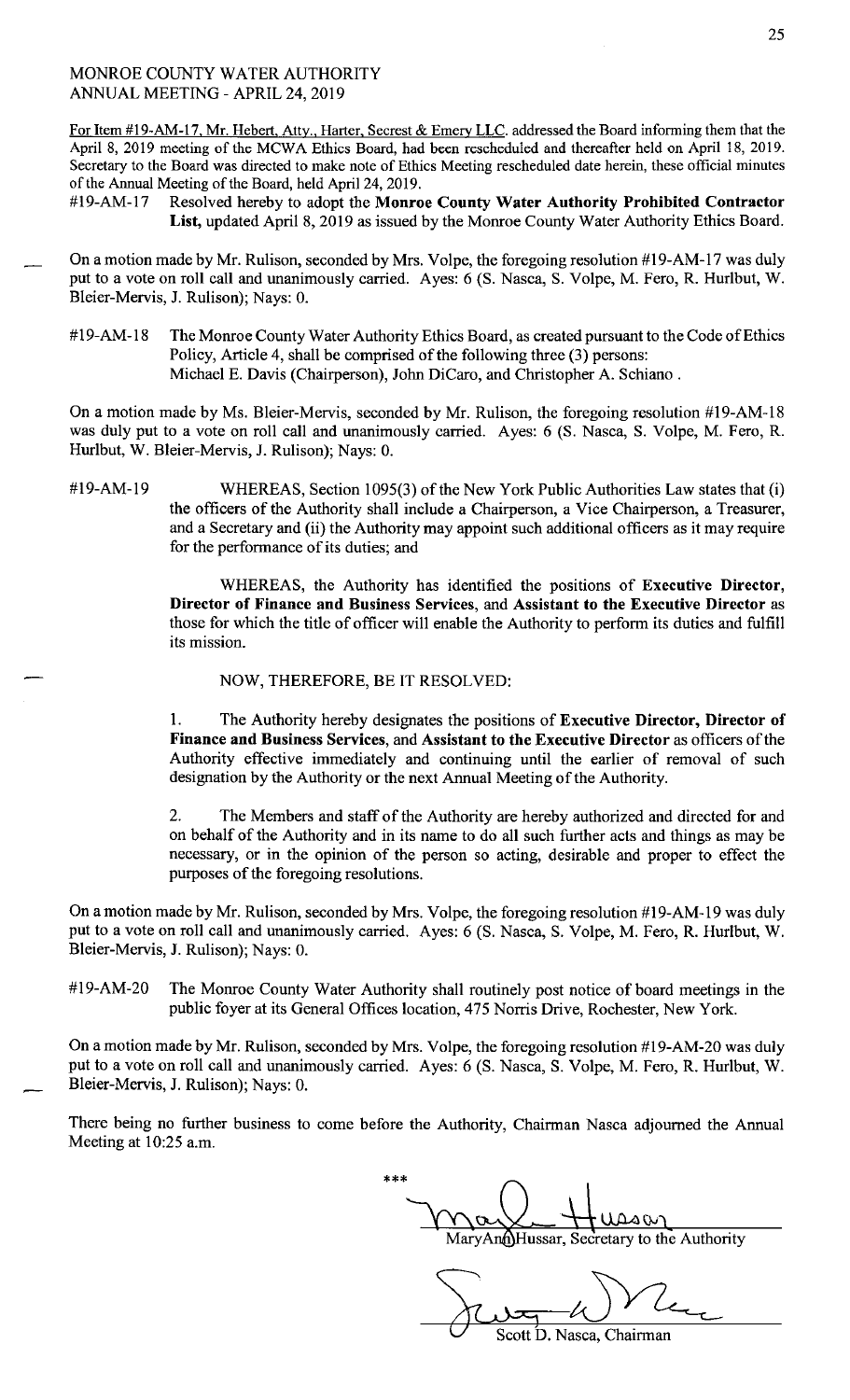MONROE COUNTY WATER AUTHORITY
ANNUAL MEETING - APRIL 24, 2019

For Item #19-AM-17, Mr. Hebert, Atty., Harter, Secrest & Emery LLC, addressed the Board informing them that the April 8, 2019 meeting of the MCWA Ethics Board, had been rescheduled and thereafter held on April 18, 2019. Secretary to the Board was directed to make note of Ethics Meeting rescheduled date herein, these official minutes of the Annual Meeting of the Board, held April 24, 2019.

#19-AM-17 Resolved hereby to adopt the **Monroe County Water Authority Prohibited Contractor List,** updated April 8, 2019 as issued by the Monroe County Water Authority Ethics Board.

On a motion made by Mr. Rulison, seconded by Mrs. Volpe, the foregoing resolution #19-AM-17 was duly put to a vote on roll call and unanimously carried. Ayes: 6 (S. Nasca, S. Volpe, M. Fero, R. Hurlbut, W. Bleier-Mervis, J. Rulison); Nays: 0.

#19-AM-18 The Monroe County Water Authority Ethics Board, as created pursuant to the Code of Ethics Policy, Article 4, shall be comprised of the following three (3) persons:
Michael E. Davis (Chairperson), John DiCaro, and Christopher A. Schiano .

On a motion made by Ms. Bleier-Mervis, seconded by Mr. Rulison, the foregoing resolution #19-AM-18 was duly put to a vote on roll call and unanimously carried. Ayes: 6 (S. Nasca, S. Volpe, M. Fero, R. Hurlbut, W. Bleier-Mervis, J. Rulison); Nays: 0.

#19-AM-19 WHEREAS, Section 1095(3) of the New York Public Authorities Law states that (i) the officers of the Authority shall include a Chairperson, a Vice Chairperson, a Treasurer, and a Secretary and (ii) the Authority may appoint such additional officers as it may require for the performance of its duties; and

WHEREAS, the Authority has identified the positions of **Executive Director, Director of Finance and Business Services**, and **Assistant to the Executive Director** as those for which the title of officer will enable the Authority to perform its duties and fulfill its mission.

NOW, THEREFORE, BE IT RESOLVED:

1. The Authority hereby designates the positions of **Executive Director, Director of Finance and Business Services**, and **Assistant to the Executive Director** as officers of the Authority effective immediately and continuing until the earlier of removal of such designation by the Authority or the next Annual Meeting of the Authority.

2. The Members and staff of the Authority are hereby authorized and directed for and on behalf of the Authority and in its name to do all such further acts and things as may be necessary, or in the opinion of the person so acting, desirable and proper to effect the purposes of the foregoing resolutions.

On a motion made by Mr. Rulison, seconded by Mrs. Volpe, the foregoing resolution #19-AM-19 was duly put to a vote on roll call and unanimously carried. Ayes: 6 (S. Nasca, S. Volpe, M. Fero, R. Hurlbut, W. Bleier-Mervis, J. Rulison); Nays: 0.

#19-AM-20 The Monroe County Water Authority shall routinely post notice of board meetings in the public foyer at its General Offices location, 475 Norris Drive, Rochester, New York.

On a motion made by Mr. Rulison, seconded by Mrs. Volpe, the foregoing resolution #19-AM-20 was duly put to a vote on roll call and unanimously carried. Ayes: 6 (S. Nasca, S. Volpe, M. Fero, R. Hurlbut, W. Bleier-Mervis, J. Rulison); Nays: 0.

There being no further business to come before the Authority, Chairman Nasca adjourned the Annual Meeting at 10:25 a.m.

***

MaryAnn Hussar, Secretary to the Authority

Scott D. Nasca, Chairman